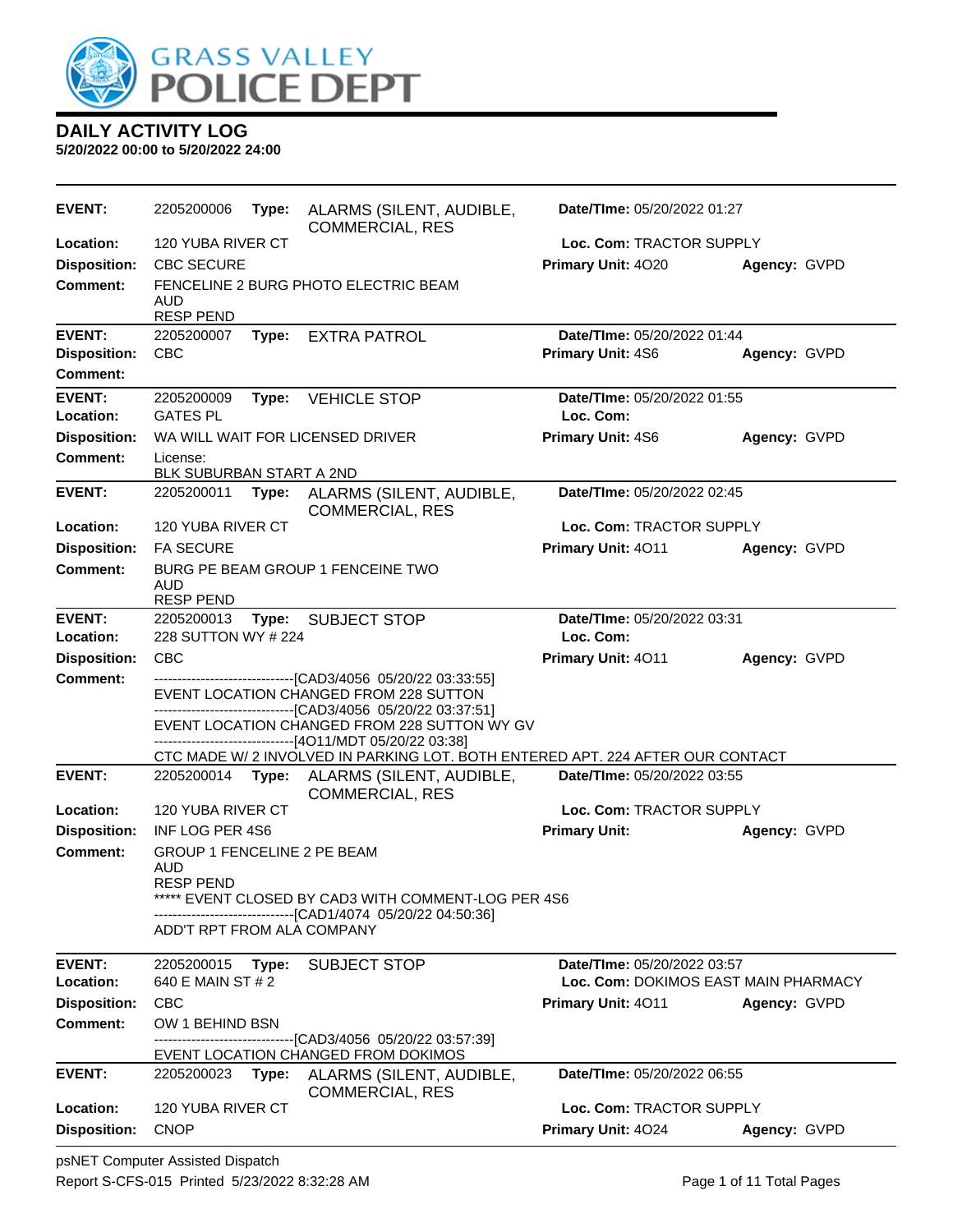# GRASS VALLEY POLICE DEPT

## DAILY ACTIVITY LOG

**5/20/2022 00:00 to 5/20/2022 24:00**

| | | | | | |
|---|---|---|---|---|---|
| **EVENT:** | 2205200006 **Type:** ALARMS (SILENT, AUDIBLE, COMMERCIAL, RES | | **Date/TIme:** 05/20/2022 01:27 | | |
| **Location:** | 120 YUBA RIVER CT | | **Loc. Com:** TRACTOR SUPPLY | | |
| **Disposition:** | CBC SECURE | | **Primary Unit:** 4O20 | **Agency:** GVPD | |
| **Comment:** | FENCELINE 2 BURG PHOTO ELECTRIC BEAM<br>AUD<br>RESP PEND | | | | |

| | | | | | |
|---|---|---|---|---|---|
| **EVENT:** | 2205200007 **Type:** EXTRA PATROL | | **Date/TIme:** 05/20/2022 01:44 | | |
| **Disposition:** | CBC | | **Primary Unit:** 4S6 | **Agency:** GVPD | |
| **Comment:** | | | | | |

| | | | | | |
|---|---|---|---|---|---|
| **EVENT:** | 2205200009 **Type:** VEHICLE STOP | | **Date/TIme:** 05/20/2022 01:55 | | |
| **Location:** | GATES PL | | **Loc. Com:** | | |
| **Disposition:** | WA WILL WAIT FOR LICENSED DRIVER | | **Primary Unit:** 4S6 | **Agency:** GVPD | |
| **Comment:** | License:<br>BLK SUBURBAN START A 2ND | | | | |

| | | | | | |
|---|---|---|---|---|---|
| **EVENT:** | 2205200011 **Type:** ALARMS (SILENT, AUDIBLE, COMMERCIAL, RES | | **Date/TIme:** 05/20/2022 02:45 | | |
| **Location:** | 120 YUBA RIVER CT | | **Loc. Com:** TRACTOR SUPPLY | | |
| **Disposition:** | FA SECURE | | **Primary Unit:** 4O11 | **Agency:** GVPD | |
| **Comment:** | BURG PE BEAM GROUP 1 FENCEINE TWO<br>AUD<br>RESP PEND | | | | |

| | | | | | |
|---|---|---|---|---|---|
| **EVENT:** | 2205200013 **Type:** SUBJECT STOP | | **Date/TIme:** 05/20/2022 03:31 | | |
| **Location:** | 228 SUTTON WY # 224 | | **Loc. Com:** | | |
| **Disposition:** | CBC | | **Primary Unit:** 4O11 | **Agency:** GVPD | |
| **Comment:** | ------------------------------[CAD3/4056 05/20/22 03:33:55]<br>EVENT LOCATION CHANGED FROM 228 SUTTON<br>------------------------------[CAD3/4056 05/20/22 03:37:51]<br>EVENT LOCATION CHANGED FROM 228 SUTTON WY GV<br>------------------------------[4O11/MDT 05/20/22 03:38]<br>CTC MADE W/ 2 INVOLVED IN PARKING LOT. BOTH ENTERED APT. 224 AFTER OUR CONTACT | | | | |

| | | | | | |
|---|---|---|---|---|---|
| **EVENT:** | 2205200014 **Type:** ALARMS (SILENT, AUDIBLE, COMMERCIAL, RES | | **Date/TIme:** 05/20/2022 03:55 | | |
| **Location:** | 120 YUBA RIVER CT | | **Loc. Com:** TRACTOR SUPPLY | | |
| **Disposition:** | INF LOG PER 4S6 | | **Primary Unit:** | **Agency:** GVPD | |
| **Comment:** | GROUP 1 FENCELINE 2 PE BEAM<br>AUD<br>RESP PEND<br>***** EVENT CLOSED BY CAD3 WITH COMMENT-LOG PER 4S6<br>------------------------------[CAD1/4074 05/20/22 04:50:36]<br>ADD'T RPT FROM ALA COMPANY | | | | |

| | | | | | |
|---|---|---|---|---|---|
| **EVENT:** | 2205200015 **Type:** SUBJECT STOP | | **Date/TIme:** 05/20/2022 03:57 | | |
| **Location:** | 640 E MAIN ST # 2 | | **Loc. Com:** DOKIMOS EAST MAIN PHARMACY | | |
| **Disposition:** | CBC | | **Primary Unit:** 4O11 | **Agency:** GVPD | |
| **Comment:** | OW 1 BEHIND BSN<br>------------------------------[CAD3/4056 05/20/22 03:57:39]<br>EVENT LOCATION CHANGED FROM DOKIMOS | | | | |

| | | | | | |
|---|---|---|---|---|---|
| **EVENT:** | 2205200023 **Type:** ALARMS (SILENT, AUDIBLE, COMMERCIAL, RES | | **Date/TIme:** 05/20/2022 06:55 | | |
| **Location:** | 120 YUBA RIVER CT | | **Loc. Com:** TRACTOR SUPPLY | | |
| **Disposition:** | CNOP | | **Primary Unit:** 4O24 | **Agency:** GVPD | |

psNET Computer Assisted Dispatch
Report S-CFS-015 Printed 5/23/2022 8:32:28 AM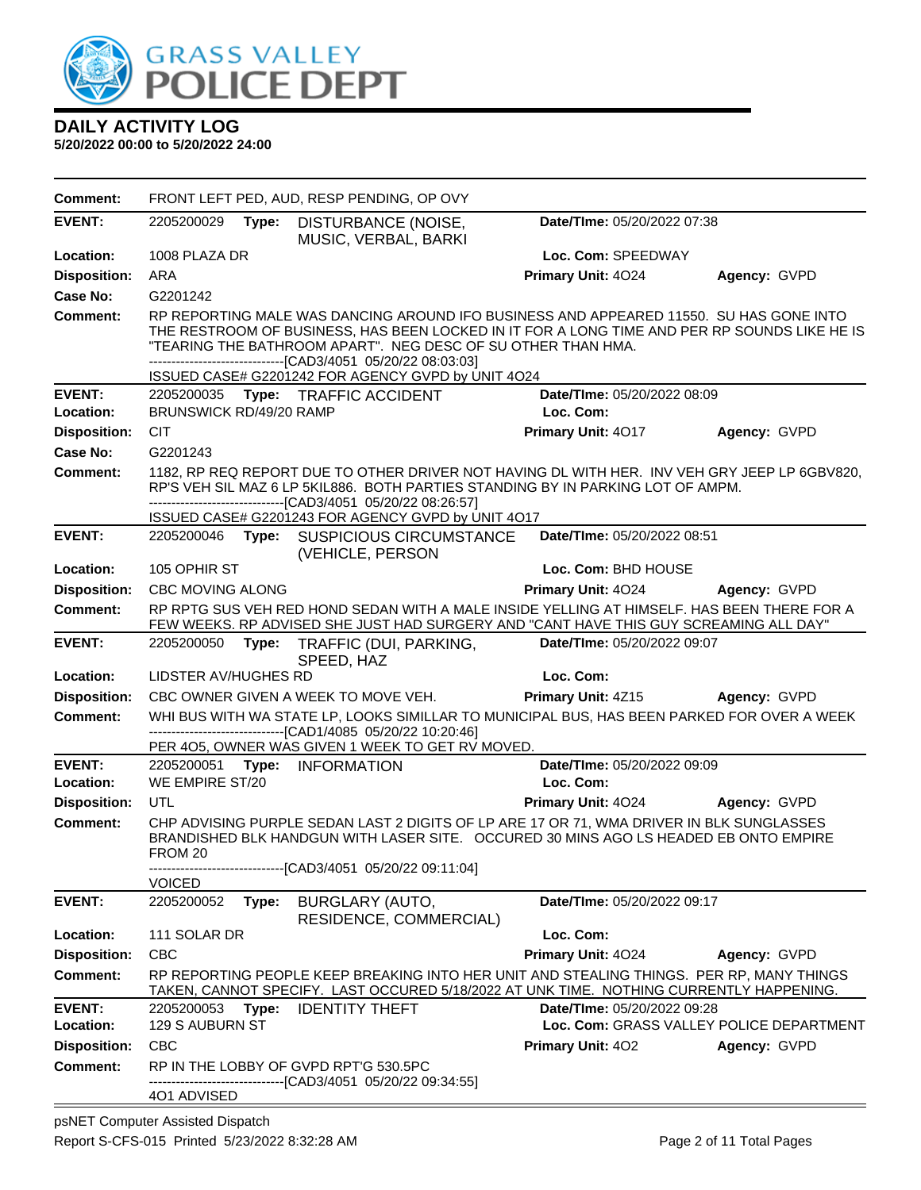# DAILY ACTIVITY LOG

**5/20/2022 00:00 to 5/20/2022 24:00**

**Comment:** FRONT LEFT PED, AUD, RESP PENDING, OP OVY

---

**EVENT:** 2205200029 **Type:** DISTURBANCE (NOISE, MUSIC, VERBAL, BARKI **Date/TIme:** 05/20/2022 07:38
**Location:** 1008 PLAZA DR **Loc. Com:** SPEEDWAY
**Disposition:** ARA **Primary Unit:** 4O24 **Agency:** GVPD
**Case No:** G2201242
**Comment:** RP REPORTING MALE WAS DANCING AROUND IFO BUSINESS AND APPEARED 11550. SU HAS GONE INTO THE RESTROOM OF BUSINESS, HAS BEEN LOCKED IN IT FOR A LONG TIME AND PER RP SOUNDS LIKE HE IS "TEARING THE BATHROOM APART". NEG DESC OF SU OTHER THAN HMA.
------------------------------[CAD3/4051 05/20/22 08:03:03]
ISSUED CASE# G2201242 FOR AGENCY GVPD by UNIT 4O24

---

**EVENT:** 2205200035 **Type:** TRAFFIC ACCIDENT **Date/TIme:** 05/20/2022 08:09
**Location:** BRUNSWICK RD/49/20 RAMP **Loc. Com:**
**Disposition:** CIT **Primary Unit:** 4O17 **Agency:** GVPD
**Case No:** G2201243
**Comment:** 1182, RP REQ REPORT DUE TO OTHER DRIVER NOT HAVING DL WITH HER. INV VEH GRY JEEP LP 6GBV820, RP'S VEH SIL MAZ 6 LP 5KIL886. BOTH PARTIES STANDING BY IN PARKING LOT OF AMPM.
------------------------------[CAD3/4051 05/20/22 08:26:57]
ISSUED CASE# G2201243 FOR AGENCY GVPD by UNIT 4O17

---

**EVENT:** 2205200046 **Type:** SUSPICIOUS CIRCUMSTANCE (VEHICLE, PERSON **Date/TIme:** 05/20/2022 08:51
**Location:** 105 OPHIR ST **Loc. Com:** BHD HOUSE
**Disposition:** CBC MOVING ALONG **Primary Unit:** 4O24 **Agency:** GVPD
**Comment:** RP RPTG SUS VEH RED HOND SEDAN WITH A MALE INSIDE YELLING AT HIMSELF. HAS BEEN THERE FOR A FEW WEEKS. RP ADVISED SHE JUST HAD SURGERY AND "CANT HAVE THIS GUY SCREAMING ALL DAY"

---

**EVENT:** 2205200050 **Type:** TRAFFIC (DUI, PARKING, SPEED, HAZ **Date/TIme:** 05/20/2022 09:07
**Location:** LIDSTER AV/HUGHES RD **Loc. Com:**
**Disposition:** CBC OWNER GIVEN A WEEK TO MOVE VEH. **Primary Unit:** 4Z15 **Agency:** GVPD
**Comment:** WHI BUS WITH WA STATE LP, LOOKS SIMILLAR TO MUNICIPAL BUS, HAS BEEN PARKED FOR OVER A WEEK
------------------------------[CAD1/4085 05/20/22 10:20:46]
PER 4O5, OWNER WAS GIVEN 1 WEEK TO GET RV MOVED.

---

**EVENT:** 2205200051 **Type:** INFORMATION **Date/TIme:** 05/20/2022 09:09
**Location:** WE EMPIRE ST/20 **Loc. Com:**
**Disposition:** UTL **Primary Unit:** 4O24 **Agency:** GVPD
**Comment:** CHP ADVISING PURPLE SEDAN LAST 2 DIGITS OF LP ARE 17 OR 71, WMA DRIVER IN BLK SUNGLASSES BRANDISHED BLK HANDGUN WITH LASER SITE. OCCURED 30 MINS AGO LS HEADED EB ONTO EMPIRE FROM 20
------------------------------[CAD3/4051 05/20/22 09:11:04]
VOICED

---

**EVENT:** 2205200052 **Type:** BURGLARY (AUTO, RESIDENCE, COMMERCIAL) **Date/TIme:** 05/20/2022 09:17
**Location:** 111 SOLAR DR **Loc. Com:**
**Disposition:** CBC **Primary Unit:** 4O24 **Agency:** GVPD
**Comment:** RP REPORTING PEOPLE KEEP BREAKING INTO HER UNIT AND STEALING THINGS. PER RP, MANY THINGS TAKEN, CANNOT SPECIFY. LAST OCCURED 5/18/2022 AT UNK TIME. NOTHING CURRENTLY HAPPENING.

---

**EVENT:** 2205200053 **Type:** IDENTITY THEFT **Date/TIme:** 05/20/2022 09:28
**Location:** 129 S AUBURN ST **Loc. Com:** GRASS VALLEY POLICE DEPARTMENT
**Disposition:** CBC **Primary Unit:** 4O2 **Agency:** GVPD
**Comment:** RP IN THE LOBBY OF GVPD RPT'G 530.5PC
------------------------------[CAD3/4051 05/20/22 09:34:55]
4O1 ADVISED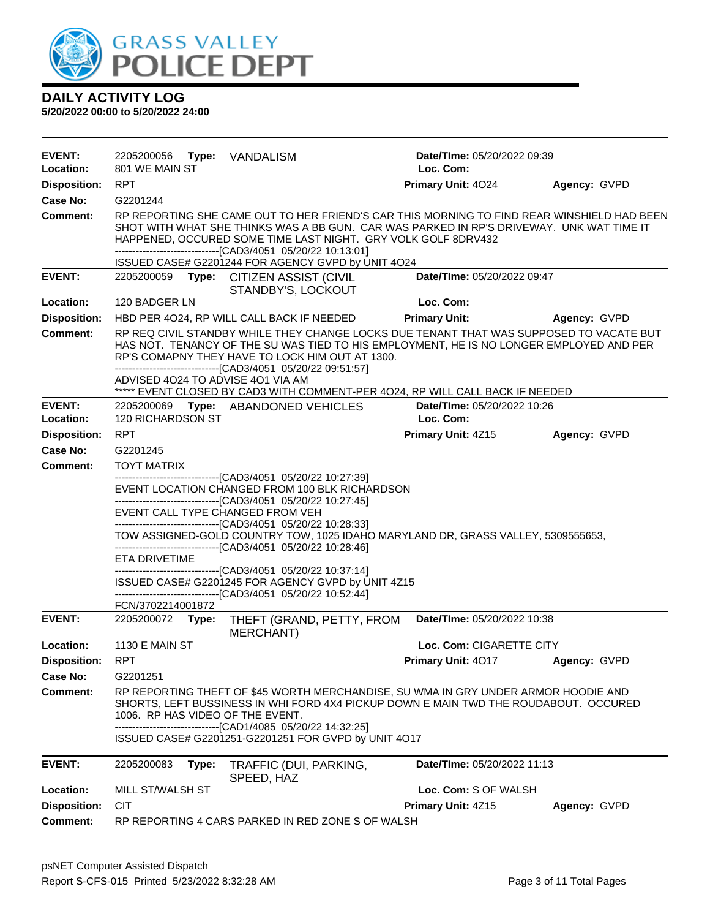# DAILY ACTIVITY LOG

**5/20/2022 00:00 to 5/20/2022 24:00**

| | | | |
|---|---|---|---|
| **EVENT:** | 2205200056 **Type:** VANDALISM | **Date/TIme:** 05/20/2022 09:39 | |
| **Location:** | 801 WE MAIN ST | **Loc. Com:** | |
| **Disposition:** | RPT | **Primary Unit:** 4O24 | **Agency:** GVPD |
| **Case No:** | G2201244 | | |
| **Comment:** | RP REPORTING SHE CAME OUT TO HER FRIEND'S CAR THIS MORNING TO FIND REAR WINSHIELD HAD BEEN SHOT WITH WHAT SHE THINKS WAS A BB GUN. CAR WAS PARKED IN RP'S DRIVEWAY. UNK WAT TIME IT HAPPENED, OCCURED SOME TIME LAST NIGHT. GRY VOLK GOLF 8DRV432<br>------------------------------[CAD3/4051 05/20/22 10:13:01]<br>ISSUED CASE# G2201244 FOR AGENCY GVPD by UNIT 4O24 | | |

| | | | |
|---|---|---|---|
| **EVENT:** | 2205200059 **Type:** CITIZEN ASSIST (CIVIL STANDBY'S, LOCKOUT | **Date/TIme:** 05/20/2022 09:47 | |
| **Location:** | 120 BADGER LN | **Loc. Com:** | |
| **Disposition:** | HBD PER 4O24, RP WILL CALL BACK IF NEEDED | **Primary Unit:** | **Agency:** GVPD |
| **Comment:** | RP REQ CIVIL STANDBY WHILE THEY CHANGE LOCKS DUE TENANT THAT WAS SUPPOSED TO VACATE BUT HAS NOT. TENANCY OF THE SU WAS TIED TO HIS EMPLOYMENT, HE IS NO LONGER EMPLOYED AND PER RP'S COMAPNY THEY HAVE TO LOCK HIM OUT AT 1300.<br>------------------------------[CAD3/4051 05/20/22 09:51:57]<br>ADVISED 4O24 TO ADVISE 4O1 VIA AM<br>***** EVENT CLOSED BY CAD3 WITH COMMENT-PER 4O24, RP WILL CALL BACK IF NEEDED | | |

| | | | |
|---|---|---|---|
| **EVENT:** | 2205200069 **Type:** ABANDONED VEHICLES | **Date/TIme:** 05/20/2022 10:26 | |
| **Location:** | 120 RICHARDSON ST | **Loc. Com:** | |
| **Disposition:** | RPT | **Primary Unit:** 4Z15 | **Agency:** GVPD |
| **Case No:** | G2201245 | | |
| **Comment:** | TOYT MATRIX<br>------------------------------[CAD3/4051 05/20/22 10:27:39]<br>EVENT LOCATION CHANGED FROM 100 BLK RICHARDSON<br>------------------------------[CAD3/4051 05/20/22 10:27:45]<br>EVENT CALL TYPE CHANGED FROM VEH<br>------------------------------[CAD3/4051 05/20/22 10:28:33]<br>TOW ASSIGNED-GOLD COUNTRY TOW, 1025 IDAHO MARYLAND DR, GRASS VALLEY, 5309555653,<br>------------------------------[CAD3/4051 05/20/22 10:28:46]<br>ETA DRIVETIME<br>------------------------------[CAD3/4051 05/20/22 10:37:14]<br>ISSUED CASE# G2201245 FOR AGENCY GVPD by UNIT 4Z15<br>------------------------------[CAD3/4051 05/20/22 10:52:44]<br>FCN/3702214001872 | | |

| | | | |
|---|---|---|---|
| **EVENT:** | 2205200072 **Type:** THEFT (GRAND, PETTY, FROM MERCHANT) | **Date/TIme:** 05/20/2022 10:38 | |
| **Location:** | 1130 E MAIN ST | **Loc. Com:** CIGARETTE CITY | |
| **Disposition:** | RPT | **Primary Unit:** 4O17 | **Agency:** GVPD |
| **Case No:** | G2201251 | | |
| **Comment:** | RP REPORTING THEFT OF $45 WORTH MERCHANDISE, SU WMA IN GRY UNDER ARMOR HOODIE AND SHORTS, LEFT BUSSINESS IN WHI FORD 4X4 PICKUP DOWN E MAIN TWD THE ROUDABOUT. OCCURED 1006. RP HAS VIDEO OF THE EVENT.<br>------------------------------[CAD1/4085 05/20/22 14:32:25]<br>ISSUED CASE# G2201251-G2201251 FOR GVPD by UNIT 4O17 | | |

| | | | |
|---|---|---|---|
| **EVENT:** | 2205200083 **Type:** TRAFFIC (DUI, PARKING, SPEED, HAZ | **Date/TIme:** 05/20/2022 11:13 | |
| **Location:** | MILL ST/WALSH ST | **Loc. Com:** S OF WALSH | |
| **Disposition:** | CIT | **Primary Unit:** 4Z15 | **Agency:** GVPD |
| **Comment:** | RP REPORTING 4 CARS PARKED IN RED ZONE S OF WALSH | | |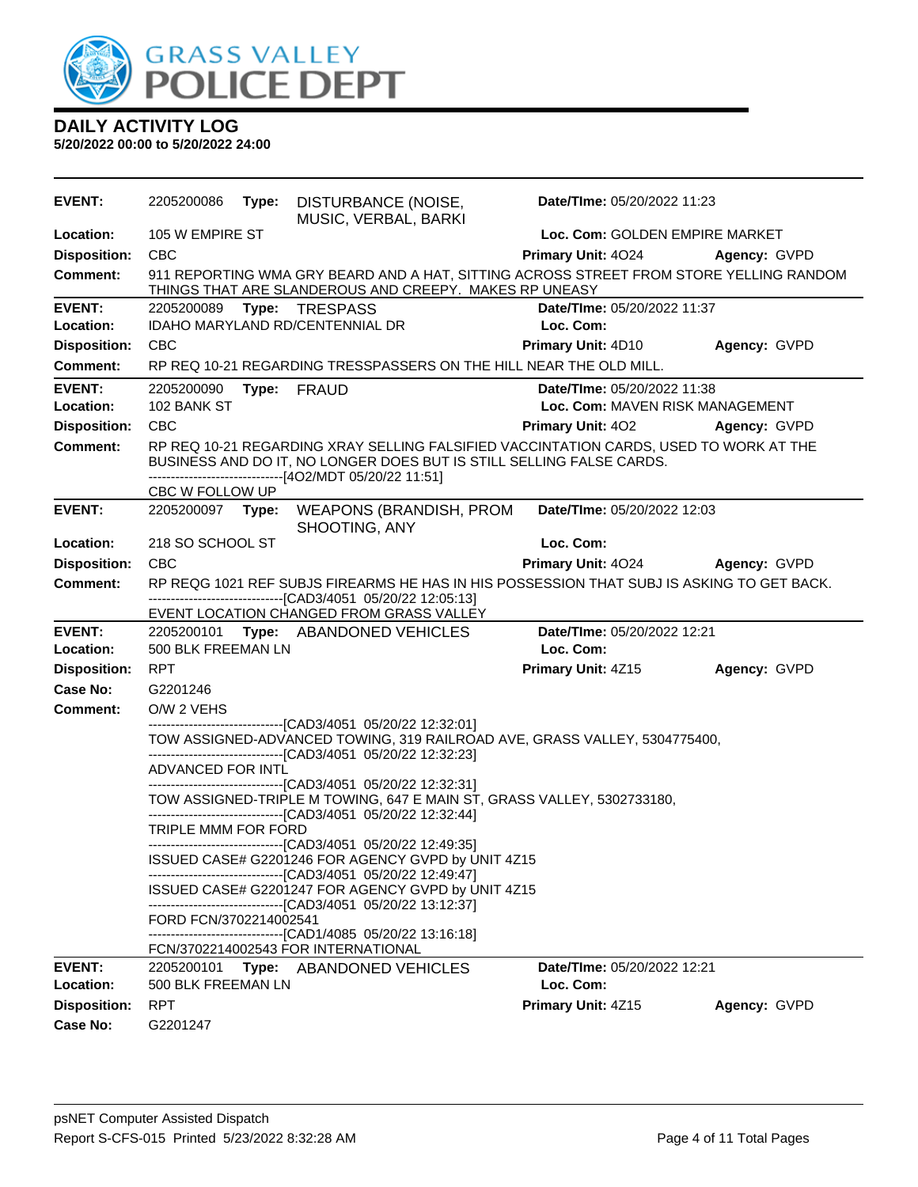# DAILY ACTIVITY LOG

**5/20/2022 00:00 to 5/20/2022 24:00**

---

**EVENT:** 2205200086 **Type:** DISTURBANCE (NOISE, MUSIC, VERBAL, BARKI **Date/TIme:** 05/20/2022 11:23
**Location:** 105 W EMPIRE ST **Loc. Com:** GOLDEN EMPIRE MARKET
**Disposition:** CBC **Primary Unit:** 4O24 **Agency:** GVPD
**Comment:** 911 REPORTING WMA GRY BEARD AND A HAT, SITTING ACROSS STREET FROM STORE YELLING RANDOM THINGS THAT ARE SLANDEROUS AND CREEPY. MAKES RP UNEASY

---

**EVENT:** 2205200089 **Type:** TRESPASS **Date/TIme:** 05/20/2022 11:37
**Location:** IDAHO MARYLAND RD/CENTENNIAL DR **Loc. Com:**
**Disposition:** CBC **Primary Unit:** 4D10 **Agency:** GVPD
**Comment:** RP REQ 10-21 REGARDING TRESSPASSERS ON THE HILL NEAR THE OLD MILL.

---

**EVENT:** 2205200090 **Type:** FRAUD **Date/TIme:** 05/20/2022 11:38
**Location:** 102 BANK ST **Loc. Com:** MAVEN RISK MANAGEMENT
**Disposition:** CBC **Primary Unit:** 4O2 **Agency:** GVPD
**Comment:** RP REQ 10-21 REGARDING XRAY SELLING FALSIFIED VACCINTATION CARDS, USED TO WORK AT THE BUSINESS AND DO IT, NO LONGER DOES BUT IS STILL SELLING FALSE CARDS.
------------------------------[4O2/MDT 05/20/22 11:51]
CBC W FOLLOW UP

---

**EVENT:** 2205200097 **Type:** WEAPONS (BRANDISH, PROM SHOOTING, ANY **Date/TIme:** 05/20/2022 12:03
**Location:** 218 SO SCHOOL ST **Loc. Com:**
**Disposition:** CBC **Primary Unit:** 4O24 **Agency:** GVPD
**Comment:** RP REQG 1021 REF SUBJS FIREARMS HE HAS IN HIS POSSESSION THAT SUBJ IS ASKING TO GET BACK.
------------------------------[CAD3/4051 05/20/22 12:05:13]
EVENT LOCATION CHANGED FROM GRASS VALLEY

---

**EVENT:** 2205200101 **Type:** ABANDONED VEHICLES **Date/TIme:** 05/20/2022 12:21
**Location:** 500 BLK FREEMAN LN **Loc. Com:**
**Disposition:** RPT **Primary Unit:** 4Z15 **Agency:** GVPD
**Case No:** G2201246
**Comment:** O/W 2 VEHS
------------------------------[CAD3/4051 05/20/22 12:32:01]
TOW ASSIGNED-ADVANCED TOWING, 319 RAILROAD AVE, GRASS VALLEY, 5304775400,
------------------------------[CAD3/4051 05/20/22 12:32:23]
ADVANCED FOR INTL
------------------------------[CAD3/4051 05/20/22 12:32:31]
TOW ASSIGNED-TRIPLE M TOWING, 647 E MAIN ST, GRASS VALLEY, 5302733180,
------------------------------[CAD3/4051 05/20/22 12:32:44]
TRIPLE MMM FOR FORD
------------------------------[CAD3/4051 05/20/22 12:49:35]
ISSUED CASE# G2201246 FOR AGENCY GVPD by UNIT 4Z15
------------------------------[CAD3/4051 05/20/22 12:49:47]
ISSUED CASE# G2201247 FOR AGENCY GVPD by UNIT 4Z15
------------------------------[CAD3/4051 05/20/22 13:12:37]
FORD FCN/3702214002541
------------------------------[CAD1/4085 05/20/22 13:16:18]
FCN/3702214002543 FOR INTERNATIONAL

---

**EVENT:** 2205200101 **Type:** ABANDONED VEHICLES **Date/TIme:** 05/20/2022 12:21
**Location:** 500 BLK FREEMAN LN **Loc. Com:**
**Disposition:** RPT **Primary Unit:** 4Z15 **Agency:** GVPD
**Case No:** G2201247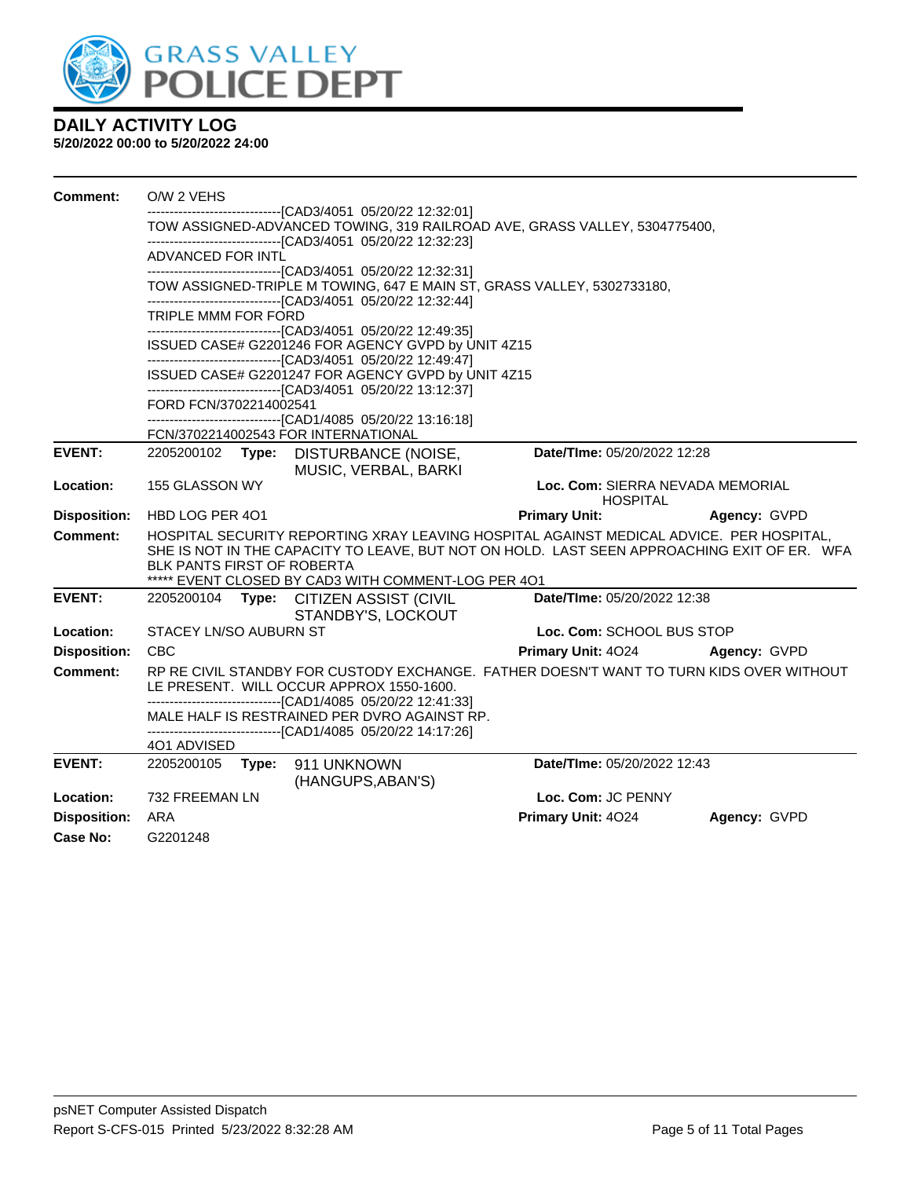# DAILY ACTIVITY LOG

**5/20/2022 00:00 to 5/20/2022 24:00**

**Comment:** O/W 2 VEHS
------------------------------[CAD3/4051 05/20/22 12:32:01]
TOW ASSIGNED-ADVANCED TOWING, 319 RAILROAD AVE, GRASS VALLEY, 5304775400,
------------------------------[CAD3/4051 05/20/22 12:32:23]
ADVANCED FOR INTL
------------------------------[CAD3/4051 05/20/22 12:32:31]
TOW ASSIGNED-TRIPLE M TOWING, 647 E MAIN ST, GRASS VALLEY, 5302733180,
------------------------------[CAD3/4051 05/20/22 12:32:44]
TRIPLE MMM FOR FORD
------------------------------[CAD3/4051 05/20/22 12:49:35]
ISSUED CASE# G2201246 FOR AGENCY GVPD by UNIT 4Z15
------------------------------[CAD3/4051 05/20/22 12:49:47]
ISSUED CASE# G2201247 FOR AGENCY GVPD by UNIT 4Z15
------------------------------[CAD3/4051 05/20/22 13:12:37]
FORD FCN/3702214002541
------------------------------[CAD1/4085 05/20/22 13:16:18]
FCN/3702214002543 FOR INTERNATIONAL

---

**EVENT:** 2205200102 **Type:** DISTURBANCE (NOISE, MUSIC, VERBAL, BARKI **Date/TIme:** 05/20/2022 12:28

**Location:** 155 GLASSON WY **Loc. Com:** SIERRA NEVADA MEMORIAL HOSPITAL

**Disposition:** HBD LOG PER 4O1 **Primary Unit:** **Agency:** GVPD

**Comment:** HOSPITAL SECURITY REPORTING XRAY LEAVING HOSPITAL AGAINST MEDICAL ADVICE. PER HOSPITAL, SHE IS NOT IN THE CAPACITY TO LEAVE, BUT NOT ON HOLD. LAST SEEN APPROACHING EXIT OF ER. WFA BLK PANTS FIRST OF ROBERTA
***** EVENT CLOSED BY CAD3 WITH COMMENT-LOG PER 4O1

---

**EVENT:** 2205200104 **Type:** CITIZEN ASSIST (CIVIL STANDBY'S, LOCKOUT **Date/TIme:** 05/20/2022 12:38

**Location:** STACEY LN/SO AUBURN ST **Loc. Com:** SCHOOL BUS STOP

**Disposition:** CBC **Primary Unit:** 4O24 **Agency:** GVPD

**Comment:** RP RE CIVIL STANDBY FOR CUSTODY EXCHANGE. FATHER DOESN'T WANT TO TURN KIDS OVER WITHOUT LE PRESENT. WILL OCCUR APPROX 1550-1600.
------------------------------[CAD1/4085 05/20/22 12:41:33]
MALE HALF IS RESTRAINED PER DVRO AGAINST RP.
------------------------------[CAD1/4085 05/20/22 14:17:26]
4O1 ADVISED

---

**EVENT:** 2205200105 **Type:** 911 UNKNOWN (HANGUPS,ABAN'S) **Date/TIme:** 05/20/2022 12:43

**Location:** 732 FREEMAN LN **Loc. Com:** JC PENNY

**Disposition:** ARA **Primary Unit:** 4O24 **Agency:** GVPD

**Case No:** G2201248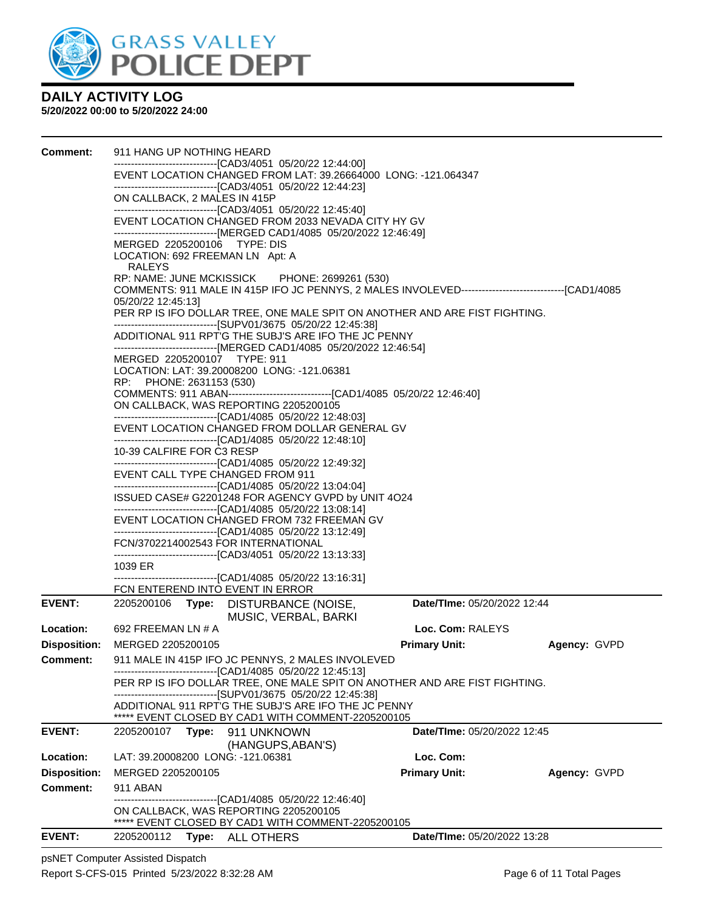# GRASS VALLEY POLICE DEPT

## DAILY ACTIVITY LOG

**5/20/2022 00:00 to 5/20/2022 24:00**

**Comment:** 911 HANG UP NOTHING HEARD
------------------------------[CAD3/4051 05/20/22 12:44:00]
EVENT LOCATION CHANGED FROM LAT: 39.26664000 LONG: -121.064347
------------------------------[CAD3/4051 05/20/22 12:44:23]
ON CALLBACK, 2 MALES IN 415P
------------------------------[CAD3/4051 05/20/22 12:45:40]
EVENT LOCATION CHANGED FROM 2033 NEVADA CITY HY GV
------------------------------[MERGED CAD1/4085 05/20/2022 12:46:49]
MERGED 2205200106 TYPE: DIS
LOCATION: 692 FREEMAN LN Apt: A
RALEYS
RP: NAME: JUNE MCKISSICK PHONE: 2699261 (530)
COMMENTS: 911 MALE IN 415P IFO JC PENNYS, 2 MALES INVOLVED------------------------------[CAD1/4085 05/20/22 12:45:13]
PER RP IS IFO DOLLAR TREE, ONE MALE SPIT ON ANOTHER AND ARE FIST FIGHTING.
------------------------------[SUPV01/3675 05/20/22 12:45:38]
ADDITIONAL 911 RPT'G THE SUBJ'S ARE IFO THE JC PENNY
------------------------------[MERGED CAD1/4085 05/20/2022 12:46:54]
MERGED 2205200107 TYPE: 911
LOCATION: LAT: 39.20008200 LONG: -121.06381
RP: PHONE: 2631153 (530)
COMMENTS: 911 ABAN------------------------------[CAD1/4085 05/20/22 12:46:40]
ON CALLBACK, WAS REPORTING 2205200105
------------------------------[CAD1/4085 05/20/22 12:48:03]
EVENT LOCATION CHANGED FROM DOLLAR GENERAL GV
------------------------------[CAD1/4085 05/20/22 12:48:10]
10-39 CALFIRE FOR C3 RESP
------------------------------[CAD1/4085 05/20/22 12:49:32]
EVENT CALL TYPE CHANGED FROM 911
------------------------------[CAD1/4085 05/20/22 13:04:04]
ISSUED CASE# G2201248 FOR AGENCY GVPD by UNIT 4O24
------------------------------[CAD1/4085 05/20/22 13:08:14]
EVENT LOCATION CHANGED FROM 732 FREEMAN GV
------------------------------[CAD1/4085 05/20/22 13:12:49]
FCN/3702214002543 FOR INTERNATIONAL
------------------------------[CAD3/4051 05/20/22 13:13:33]
1039 ER
------------------------------[CAD1/4085 05/20/22 13:16:31]
FCN ENTEREND INTO EVENT IN ERROR

---

**EVENT:** 2205200106 **Type:** DISTURBANCE (NOISE, MUSIC, VERBAL, BARKI **Date/TIme:** 05/20/2022 12:44
**Location:** 692 FREEMAN LN # A **Loc. Com:** RALEYS
**Disposition:** MERGED 2205200105 **Primary Unit:** **Agency:** GVPD
**Comment:** 911 MALE IN 415P IFO JC PENNYS, 2 MALES INVOLEVED
------------------------------[CAD1/4085 05/20/22 12:45:13]
PER RP IS IFO DOLLAR TREE, ONE MALE SPIT ON ANOTHER AND ARE FIST FIGHTING.
------------------------------[SUPV01/3675 05/20/22 12:45:38]
ADDITIONAL 911 RPT'G THE SUBJ'S ARE IFO THE JC PENNY
***** EVENT CLOSED BY CAD1 WITH COMMENT-2205200105

---

**EVENT:** 2205200107 **Type:** 911 UNKNOWN (HANGUPS,ABAN'S) **Date/TIme:** 05/20/2022 12:45
**Location:** LAT: 39.20008200 LONG: -121.06381 **Loc. Com:**
**Disposition:** MERGED 2205200105 **Primary Unit:** **Agency:** GVPD
**Comment:** 911 ABAN
------------------------------[CAD1/4085 05/20/22 12:46:40]
ON CALLBACK, WAS REPORTING 2205200105
***** EVENT CLOSED BY CAD1 WITH COMMENT-2205200105

---

**EVENT:** 2205200112 **Type:** ALL OTHERS **Date/TIme:** 05/20/2022 13:28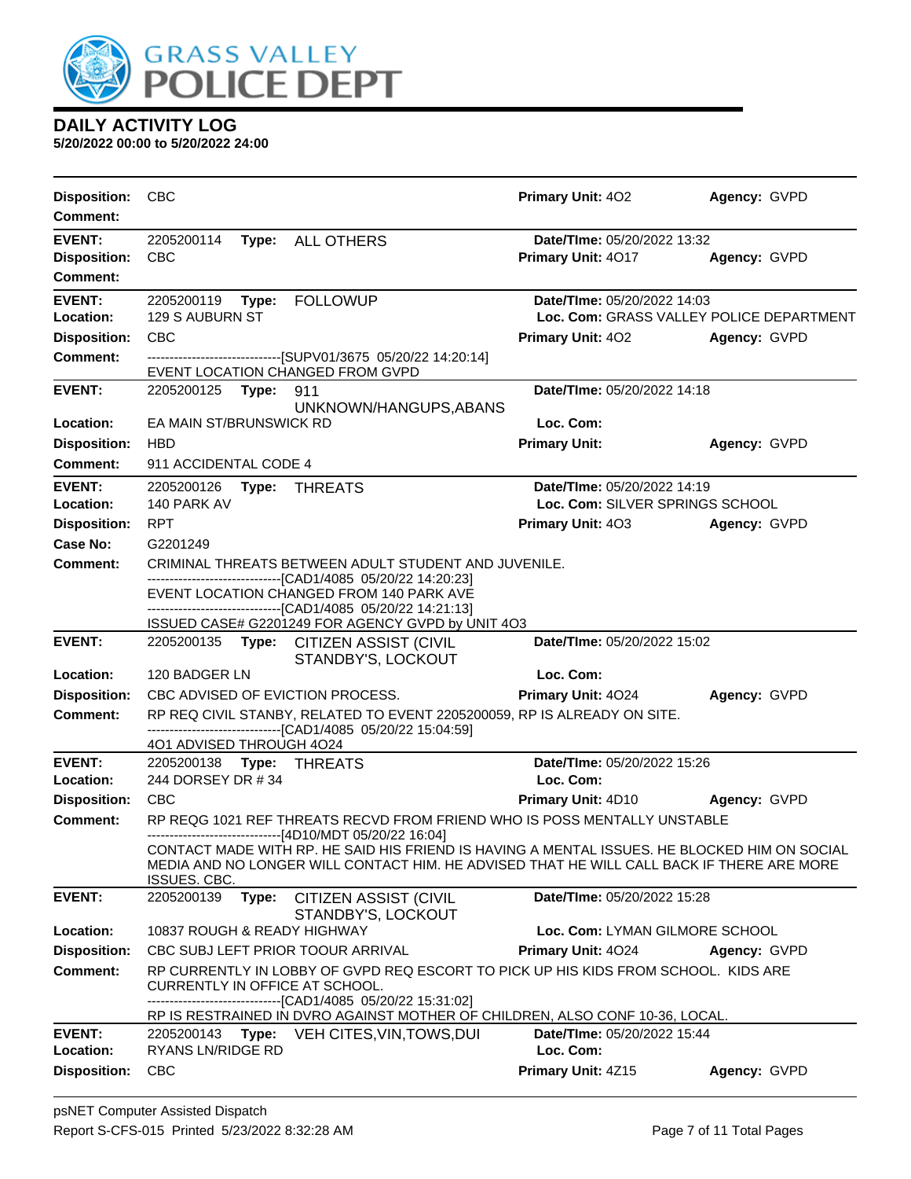# DAILY ACTIVITY LOG

**5/20/2022 00:00 to 5/20/2022 24:00**

**Disposition:** CBC | **Primary Unit:** 4O2 | **Agency:** GVPD
**Comment:**

---

**EVENT:** 2205200114 **Type:** ALL OTHERS | **Date/TIme:** 05/20/2022 13:32
**Disposition:** CBC | **Primary Unit:** 4O17 | **Agency:** GVPD
**Comment:**

---

**EVENT:** 2205200119 **Type:** FOLLOWUP | **Date/TIme:** 05/20/2022 14:03
**Location:** 129 S AUBURN ST | **Loc. Com:** GRASS VALLEY POLICE DEPARTMENT
**Disposition:** CBC | **Primary Unit:** 4O2 | **Agency:** GVPD
**Comment:** ------------------------------[SUPV01/3675 05/20/22 14:20:14]
EVENT LOCATION CHANGED FROM GVPD

---

**EVENT:** 2205200125 **Type:** 911 UNKNOWN/HANGUPS,ABANS | **Date/TIme:** 05/20/2022 14:18
**Location:** EA MAIN ST/BRUNSWICK RD | **Loc. Com:**
**Disposition:** HBD | **Primary Unit:** | **Agency:** GVPD
**Comment:** 911 ACCIDENTAL CODE 4

---

**EVENT:** 2205200126 **Type:** THREATS | **Date/TIme:** 05/20/2022 14:19
**Location:** 140 PARK AV | **Loc. Com:** SILVER SPRINGS SCHOOL
**Disposition:** RPT | **Primary Unit:** 4O3 | **Agency:** GVPD
**Case No:** G2201249
**Comment:** CRIMINAL THREATS BETWEEN ADULT STUDENT AND JUVENILE.
------------------------------[CAD1/4085 05/20/22 14:20:23]
EVENT LOCATION CHANGED FROM 140 PARK AVE
------------------------------[CAD1/4085 05/20/22 14:21:13]
ISSUED CASE# G2201249 FOR AGENCY GVPD by UNIT 4O3

---

**EVENT:** 2205200135 **Type:** CITIZEN ASSIST (CIVIL STANDBY'S, LOCKOUT | **Date/TIme:** 05/20/2022 15:02
**Location:** 120 BADGER LN | **Loc. Com:**
**Disposition:** CBC ADVISED OF EVICTION PROCESS. | **Primary Unit:** 4O24 | **Agency:** GVPD
**Comment:** RP REQ CIVIL STANBY, RELATED TO EVENT 2205200059, RP IS ALREADY ON SITE.
------------------------------[CAD1/4085 05/20/22 15:04:59]
4O1 ADVISED THROUGH 4O24

---

**EVENT:** 2205200138 **Type:** THREATS | **Date/TIme:** 05/20/2022 15:26
**Location:** 244 DORSEY DR # 34 | **Loc. Com:**
**Disposition:** CBC | **Primary Unit:** 4D10 | **Agency:** GVPD
**Comment:** RP REQG 1021 REF THREATS RECVD FROM FRIEND WHO IS POSS MENTALLY UNSTABLE
------------------------------[4D10/MDT 05/20/22 16:04]
CONTACT MADE WITH RP. HE SAID HIS FRIEND IS HAVING A MENTAL ISSUES. HE BLOCKED HIM ON SOCIAL MEDIA AND NO LONGER WILL CONTACT HIM. HE ADVISED THAT HE WILL CALL BACK IF THERE ARE MORE ISSUES. CBC.

---

**EVENT:** 2205200139 **Type:** CITIZEN ASSIST (CIVIL STANDBY'S, LOCKOUT | **Date/TIme:** 05/20/2022 15:28
**Location:** 10837 ROUGH & READY HIGHWAY | **Loc. Com:** LYMAN GILMORE SCHOOL
**Disposition:** CBC SUBJ LEFT PRIOR TOOUR ARRIVAL | **Primary Unit:** 4O24 | **Agency:** GVPD
**Comment:** RP CURRENTLY IN LOBBY OF GVPD REQ ESCORT TO PICK UP HIS KIDS FROM SCHOOL. KIDS ARE CURRENTLY IN OFFICE AT SCHOOL.
------------------------------[CAD1/4085 05/20/22 15:31:02]
RP IS RESTRAINED IN DVRO AGAINST MOTHER OF CHILDREN, ALSO CONF 10-36, LOCAL.

---

**EVENT:** 2205200143 **Type:** VEH CITES,VIN,TOWS,DUI | **Date/TIme:** 05/20/2022 15:44
**Location:** RYANS LN/RIDGE RD | **Loc. Com:**
**Disposition:** CBC | **Primary Unit:** 4Z15 | **Agency:** GVPD

---

psNET Computer Assisted Dispatch
Report S-CFS-015 Printed 5/23/2022 8:32:28 AM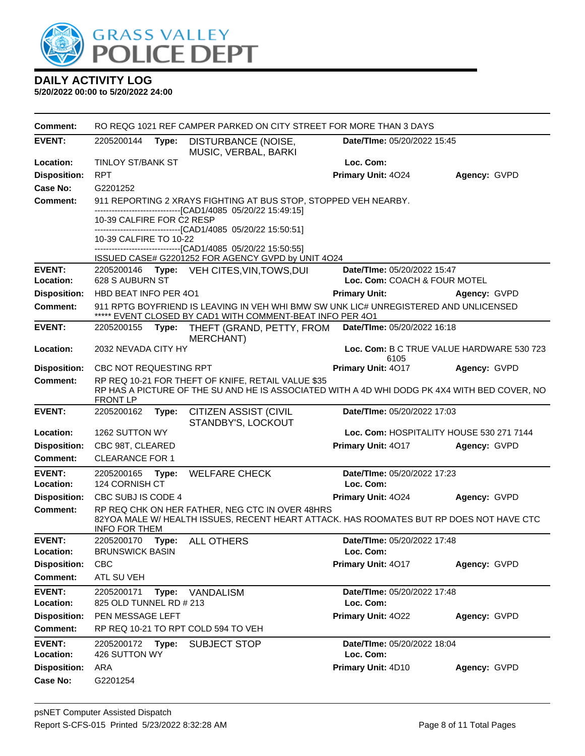# DAILY ACTIVITY LOG

**5/20/2022 00:00 to 5/20/2022 24:00**

**Comment:** RO REQG 1021 REF CAMPER PARKED ON CITY STREET FOR MORE THAN 3 DAYS

---

**EVENT:** 2205200144 **Type:** DISTURBANCE (NOISE, MUSIC, VERBAL, BARKI **Date/TIme:** 05/20/2022 15:45
**Location:** TINLOY ST/BANK ST **Loc. Com:**
**Disposition:** RPT **Primary Unit:** 4O24 **Agency:** GVPD
**Case No:** G2201252
**Comment:** 911 REPORTING 2 XRAYS FIGHTING AT BUS STOP, STOPPED VEH NEARBY.
------------------------------[CAD1/4085 05/20/22 15:49:15]
10-39 CALFIRE FOR C2 RESP
------------------------------[CAD1/4085 05/20/22 15:50:51]
10-39 CALFIRE TO 10-22
------------------------------[CAD1/4085 05/20/22 15:50:55]
ISSUED CASE# G2201252 FOR AGENCY GVPD by UNIT 4O24

---

**EVENT:** 2205200146 **Type:** VEH CITES,VIN,TOWS,DUI **Date/TIme:** 05/20/2022 15:47
**Location:** 628 S AUBURN ST **Loc. Com:** COACH & FOUR MOTEL
**Disposition:** HBD BEAT INFO PER 4O1 **Primary Unit:** **Agency:** GVPD
**Comment:** 911 RPTG BOYFRIEND IS LEAVING IN VEH WHI BMW SW UNK LIC# UNREGISTERED AND UNLICENSED
***** EVENT CLOSED BY CAD1 WITH COMMENT-BEAT INFO PER 4O1

---

**EVENT:** 2205200155 **Type:** THEFT (GRAND, PETTY, FROM MERCHANT) **Date/TIme:** 05/20/2022 16:18
**Location:** 2032 NEVADA CITY HY **Loc. Com:** B C TRUE VALUE HARDWARE 530 723 6105
**Disposition:** CBC NOT REQUESTING RPT **Primary Unit:** 4O17 **Agency:** GVPD
**Comment:** RP REQ 10-21 FOR THEFT OF KNIFE, RETAIL VALUE $35
RP HAS A PICTURE OF THE SU AND HE IS ASSOCIATED WITH A 4D WHI DODG PK 4X4 WITH BED COVER, NO FRONT LP

---

**EVENT:** 2205200162 **Type:** CITIZEN ASSIST (CIVIL STANDBY'S, LOCKOUT **Date/TIme:** 05/20/2022 17:03
**Location:** 1262 SUTTON WY **Loc. Com:** HOSPITALITY HOUSE 530 271 7144
**Disposition:** CBC 98T, CLEARED **Primary Unit:** 4O17 **Agency:** GVPD
**Comment:** CLEARANCE FOR 1

---

**EVENT:** 2205200165 **Type:** WELFARE CHECK **Date/TIme:** 05/20/2022 17:23
**Location:** 124 CORNISH CT **Loc. Com:**
**Disposition:** CBC SUBJ IS CODE 4 **Primary Unit:** 4O24 **Agency:** GVPD
**Comment:** RP REQ CHK ON HER FATHER, NEG CTC IN OVER 48HRS
82YOA MALE W/ HEALTH ISSUES, RECENT HEART ATTACK. HAS ROOMATES BUT RP DOES NOT HAVE CTC INFO FOR THEM

---

**EVENT:** 2205200170 **Type:** ALL OTHERS **Date/TIme:** 05/20/2022 17:48
**Location:** BRUNSWICK BASIN **Loc. Com:**
**Disposition:** CBC **Primary Unit:** 4O17 **Agency:** GVPD
**Comment:** ATL SU VEH

---

**EVENT:** 2205200171 **Type:** VANDALISM **Date/TIme:** 05/20/2022 17:48
**Location:** 825 OLD TUNNEL RD # 213 **Loc. Com:**
**Disposition:** PEN MESSAGE LEFT **Primary Unit:** 4O22 **Agency:** GVPD
**Comment:** RP REQ 10-21 TO RPT COLD 594 TO VEH

---

**EVENT:** 2205200172 **Type:** SUBJECT STOP **Date/TIme:** 05/20/2022 18:04
**Location:** 426 SUTTON WY **Loc. Com:**
**Disposition:** ARA **Primary Unit:** 4D10 **Agency:** GVPD
**Case No:** G2201254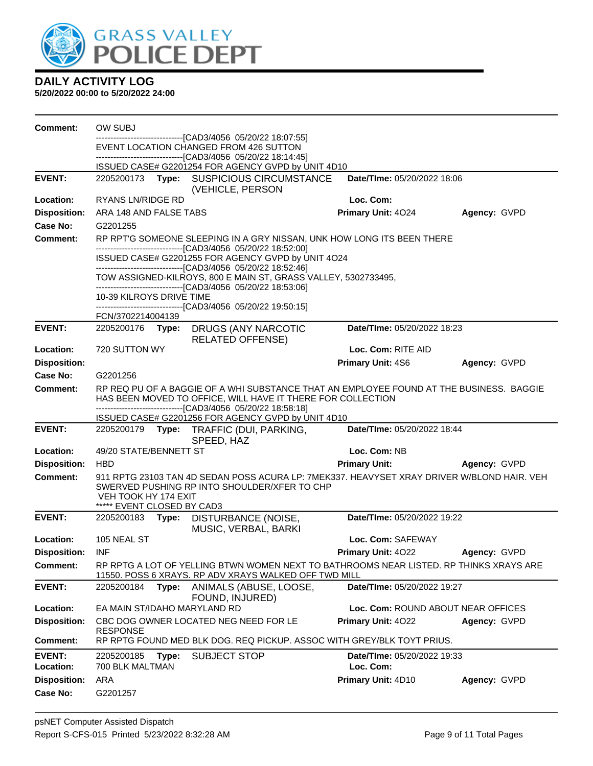# DAILY ACTIVITY LOG

**5/20/2022 00:00 to 5/20/2022 24:00**

**Comment:** OW SUBJ
------------------------------[CAD3/4056 05/20/22 18:07:55]
EVENT LOCATION CHANGED FROM 426 SUTTON
------------------------------[CAD3/4056 05/20/22 18:14:45]
ISSUED CASE# G2201254 FOR AGENCY GVPD by UNIT 4D10

---

| | | | | |
|---|---|---|---|---|
| **EVENT:** | 2205200173 **Type:** SUSPICIOUS CIRCUMSTANCE (VEHICLE, PERSON | **Date/TIme:** 05/20/2022 18:06 | | |
| **Location:** | RYANS LN/RIDGE RD | **Loc. Com:** | | |
| **Disposition:** | ARA 148 AND FALSE TABS | **Primary Unit:** 4O24 | **Agency:** GVPD | |
| **Case No:** | G2201255 | | | |

**Comment:** RP RPT'G SOMEONE SLEEPING IN A GRY NISSAN, UNK HOW LONG ITS BEEN THERE
------------------------------[CAD3/4056 05/20/22 18:52:00]
ISSUED CASE# G2201255 FOR AGENCY GVPD by UNIT 4O24
------------------------------[CAD3/4056 05/20/22 18:52:46]
TOW ASSIGNED-KILROYS, 800 E MAIN ST, GRASS VALLEY, 5302733495,
------------------------------[CAD3/4056 05/20/22 18:53:06]
10-39 KILROYS DRIVE TIME
------------------------------[CAD3/4056 05/20/22 19:50:15]
FCN/3702214004139

---

| | | | | |
|---|---|---|---|---|
| **EVENT:** | 2205200176 **Type:** DRUGS (ANY NARCOTIC RELATED OFFENSE) | **Date/TIme:** 05/20/2022 18:23 | | |
| **Location:** | 720 SUTTON WY | **Loc. Com:** RITE AID | | |
| **Disposition:** | | **Primary Unit:** 4S6 | **Agency:** GVPD | |
| **Case No:** | G2201256 | | | |

**Comment:** RP REQ PU OF A BAGGIE OF A WHI SUBSTANCE THAT AN EMPLOYEE FOUND AT THE BUSINESS. BAGGIE HAS BEEN MOVED TO OFFICE, WILL HAVE IT THERE FOR COLLECTION
------------------------------[CAD3/4056 05/20/22 18:58:18]
ISSUED CASE# G2201256 FOR AGENCY GVPD by UNIT 4D10

---

| | | | | |
|---|---|---|---|---|
| **EVENT:** | 2205200179 **Type:** TRAFFIC (DUI, PARKING, SPEED, HAZ | **Date/TIme:** 05/20/2022 18:44 | | |
| **Location:** | 49/20 STATE/BENNETT ST | **Loc. Com:** NB | | |
| **Disposition:** | HBD | **Primary Unit:** | **Agency:** GVPD | |

**Comment:** 911 RPTG 23103 TAN 4D SEDAN POSS ACURA LP: 7MEK337. HEAVYSET XRAY DRIVER W/BLOND HAIR. VEH SWERVED PUSHING RP INTO SHOULDER/XFER TO CHP
VEH TOOK HY 174 EXIT
***** EVENT CLOSED BY CAD3

---

| | | | | |
|---|---|---|---|---|
| **EVENT:** | 2205200183 **Type:** DISTURBANCE (NOISE, MUSIC, VERBAL, BARKI | **Date/TIme:** 05/20/2022 19:22 | | |
| **Location:** | 105 NEAL ST | **Loc. Com:** SAFEWAY | | |
| **Disposition:** | INF | **Primary Unit:** 4O22 | **Agency:** GVPD | |

**Comment:** RP RPTG A LOT OF YELLING BTWN WOMEN NEXT TO BATHROOMS NEAR LISTED. RP THINKS XRAYS ARE 11550. POSS 6 XRAYS. RP ADV XRAYS WALKED OFF TWD MILL

---

| | | | | |
|---|---|---|---|---|
| **EVENT:** | 2205200184 **Type:** ANIMALS (ABUSE, LOOSE, FOUND, INJURED) | **Date/TIme:** 05/20/2022 19:27 | | |
| **Location:** | EA MAIN ST/IDAHO MARYLAND RD | **Loc. Com:** ROUND ABOUT NEAR OFFICES | | |
| **Disposition:** | CBC DOG OWNER LOCATED NEG NEED FOR LE RESPONSE | **Primary Unit:** 4O22 | **Agency:** GVPD | |

**Comment:** RP RPTG FOUND MED BLK DOG. REQ PICKUP. ASSOC WITH GREY/BLK TOYT PRIUS.

---

| | | | | |
|---|---|---|---|---|
| **EVENT:** | 2205200185 **Type:** SUBJECT STOP | **Date/TIme:** 05/20/2022 19:33 | | |
| **Location:** | 700 BLK MALTMAN | **Loc. Com:** | | |
| **Disposition:** | ARA | **Primary Unit:** 4D10 | **Agency:** GVPD | |
| **Case No:** | G2201257 | | | |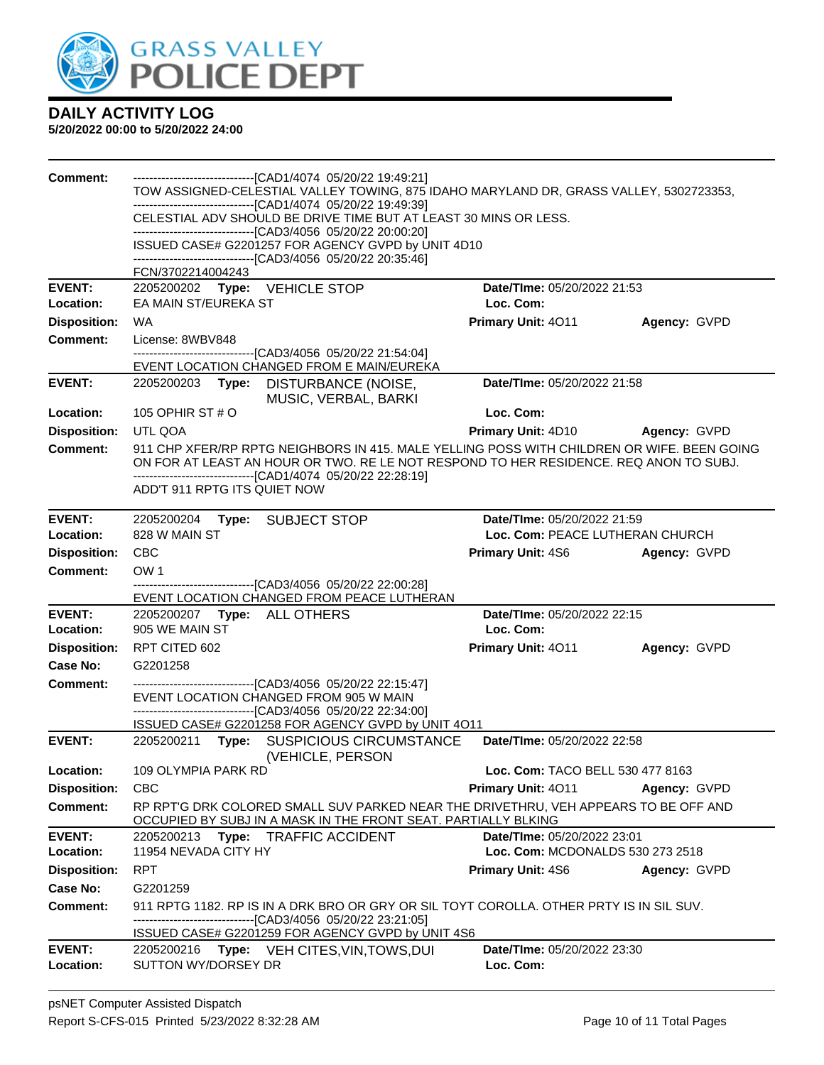**DAILY ACTIVITY LOG**
**5/20/2022 00:00 to 5/20/2022 24:00**

**Comment:**
------------------------------[CAD1/4074 05/20/22 19:49:21]
TOW ASSIGNED-CELESTIAL VALLEY TOWING, 875 IDAHO MARYLAND DR, GRASS VALLEY, 5302723353,
------------------------------[CAD1/4074 05/20/22 19:49:39]
CELESTIAL ADV SHOULD BE DRIVE TIME BUT AT LEAST 30 MINS OR LESS.
------------------------------[CAD3/4056 05/20/22 20:00:20]
ISSUED CASE# G2201257 FOR AGENCY GVPD by UNIT 4D10
------------------------------[CAD3/4056 05/20/22 20:35:46]
FCN/3702214004243

| | | | |
|---|---|---|---|
| **EVENT:** | 2205200202 **Type:** VEHICLE STOP | **Date/TIme:** 05/20/2022 21:53 | |
| **Location:** | EA MAIN ST/EUREKA ST | **Loc. Com:** | |
| **Disposition:** | WA | **Primary Unit:** 4O11 | **Agency:** GVPD |

**Comment:** License: 8WBV848
------------------------------[CAD3/4056 05/20/22 21:54:04]
EVENT LOCATION CHANGED FROM E MAIN/EUREKA

| | | | |
|---|---|---|---|
| **EVENT:** | 2205200203 **Type:** DISTURBANCE (NOISE, MUSIC, VERBAL, BARKI | **Date/TIme:** 05/20/2022 21:58 | |
| **Location:** | 105 OPHIR ST # O | **Loc. Com:** | |
| **Disposition:** | UTL QOA | **Primary Unit:** 4D10 | **Agency:** GVPD |

**Comment:** 911 CHP XFER/RP RPTG NEIGHBORS IN 415. MALE YELLING POSS WITH CHILDREN OR WIFE. BEEN GOING ON FOR AT LEAST AN HOUR OR TWO. RE LE NOT RESPOND TO HER RESIDENCE. REQ ANON TO SUBJ.
------------------------------[CAD1/4074 05/20/22 22:28:19]
ADD'T 911 RPTG ITS QUIET NOW

| | | | |
|---|---|---|---|
| **EVENT:** | 2205200204 **Type:** SUBJECT STOP | **Date/TIme:** 05/20/2022 21:59 | |
| **Location:** | 828 W MAIN ST | **Loc. Com:** PEACE LUTHERAN CHURCH | |
| **Disposition:** | CBC | **Primary Unit:** 4S6 | **Agency:** GVPD |

**Comment:** OW 1
------------------------------[CAD3/4056 05/20/22 22:00:28]
EVENT LOCATION CHANGED FROM PEACE LUTHERAN

| | | | |
|---|---|---|---|
| **EVENT:** | 2205200207 **Type:** ALL OTHERS | **Date/TIme:** 05/20/2022 22:15 | |
| **Location:** | 905 WE MAIN ST | **Loc. Com:** | |
| **Disposition:** | RPT CITED 602 | **Primary Unit:** 4O11 | **Agency:** GVPD |
| **Case No:** | G2201258 | | |

**Comment:**
------------------------------[CAD3/4056 05/20/22 22:15:47]
EVENT LOCATION CHANGED FROM 905 W MAIN
------------------------------[CAD3/4056 05/20/22 22:34:00]
ISSUED CASE# G2201258 FOR AGENCY GVPD by UNIT 4O11

| | | | |
|---|---|---|---|
| **EVENT:** | 2205200211 **Type:** SUSPICIOUS CIRCUMSTANCE (VEHICLE, PERSON | **Date/TIme:** 05/20/2022 22:58 | |
| **Location:** | 109 OLYMPIA PARK RD | **Loc. Com:** TACO BELL 530 477 8163 | |
| **Disposition:** | CBC | **Primary Unit:** 4O11 | **Agency:** GVPD |

**Comment:** RP RPT'G DRK COLORED SMALL SUV PARKED NEAR THE DRIVETHRU, VEH APPEARS TO BE OFF AND OCCUPIED BY SUBJ IN A MASK IN THE FRONT SEAT. PARTIALLY BLKING

| | | | |
|---|---|---|---|
| **EVENT:** | 2205200213 **Type:** TRAFFIC ACCIDENT | **Date/TIme:** 05/20/2022 23:01 | |
| **Location:** | 11954 NEVADA CITY HY | **Loc. Com:** MCDONALDS 530 273 2518 | |
| **Disposition:** | RPT | **Primary Unit:** 4S6 | **Agency:** GVPD |
| **Case No:** | G2201259 | | |

**Comment:** 911 RPTG 1182. RP IS IN A DRK BRO OR GRY OR SIL TOYT COROLLA. OTHER PRTY IS IN SIL SUV.
------------------------------[CAD3/4056 05/20/22 23:21:05]
ISSUED CASE# G2201259 FOR AGENCY GVPD by UNIT 4S6

| | | | |
|---|---|---|---|
| **EVENT:** | 2205200216 **Type:** VEH CITES,VIN,TOWS,DUI | **Date/TIme:** 05/20/2022 23:30 | |
| **Location:** | SUTTON WY/DORSEY DR | **Loc. Com:** | |

psNET Computer Assisted Dispatch
Report S-CFS-015 Printed 5/23/2022 8:32:28 AM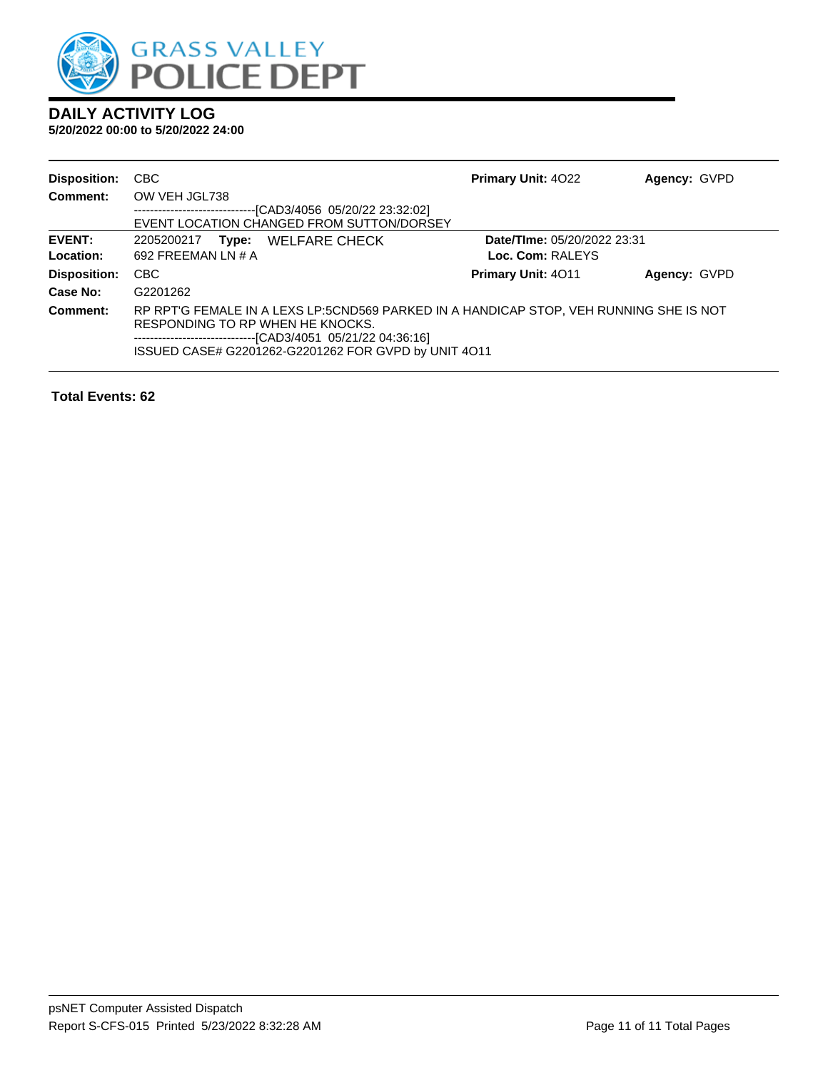GRASS VALLEY POLICE DEPT

## DAILY ACTIVITY LOG

**5/20/2022 00:00 to 5/20/2022 24:00**

| | | | |
|---|---|---|---|
| **Disposition:** CBC | | **Primary Unit:** 4O22 | **Agency:** GVPD |
| **Comment:** | OW VEH JGL738<br>-------------------------------[CAD3/4056 05/20/22 23:32:02]<br>EVENT LOCATION CHANGED FROM SUTTON/DORSEY | | |

| | | | |
|---|---|---|---|
| **EVENT:** | 2205200217 **Type:** WELFARE CHECK | **Date/TIme:** 05/20/2022 23:31 | |
| **Location:** | 692 FREEMAN LN # A | **Loc. Com:** RALEYS | |
| **Disposition:** | CBC | **Primary Unit:** 4O11 | **Agency:** GVPD |
| **Case No:** | G2201262 | | |
| **Comment:** | RP RPT'G FEMALE IN A LEXS LP:5CND569 PARKED IN A HANDICAP STOP, VEH RUNNING SHE IS NOT RESPONDING TO RP WHEN HE KNOCKS.<br>-------------------------------[CAD3/4051 05/21/22 04:36:16]<br>ISSUED CASE# G2201262-G2201262 FOR GVPD by UNIT 4O11 | | |

**Total Events: 62**

psNET Computer Assisted Dispatch
Report S-CFS-015 Printed 5/23/2022 8:32:28 AM